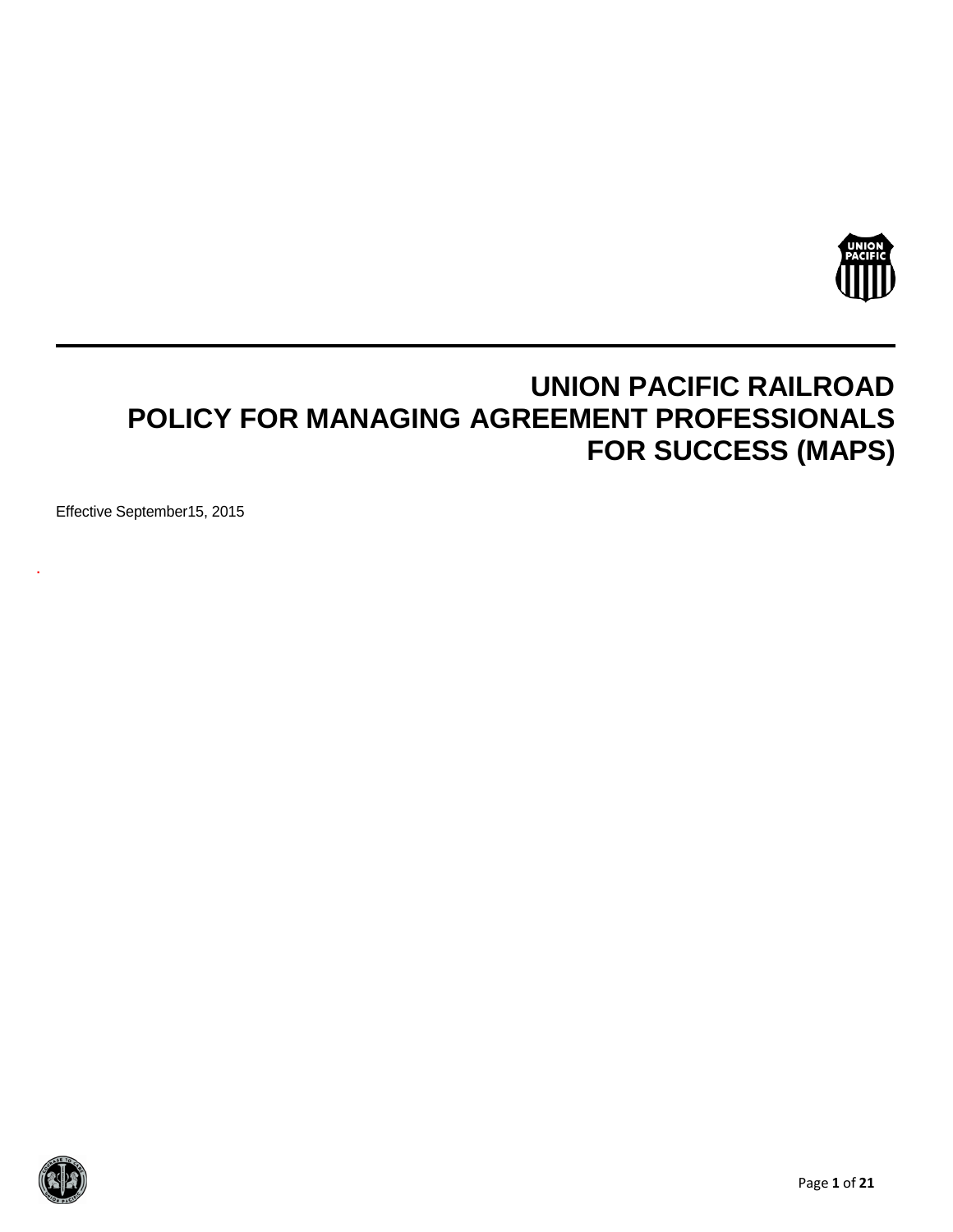# UNION PACIFIC RAILROAD POLICY FOR MANAGING AGREEMENT PROFESSIONALS FOR SUCCESS (MAPS)

Effective September15, 2015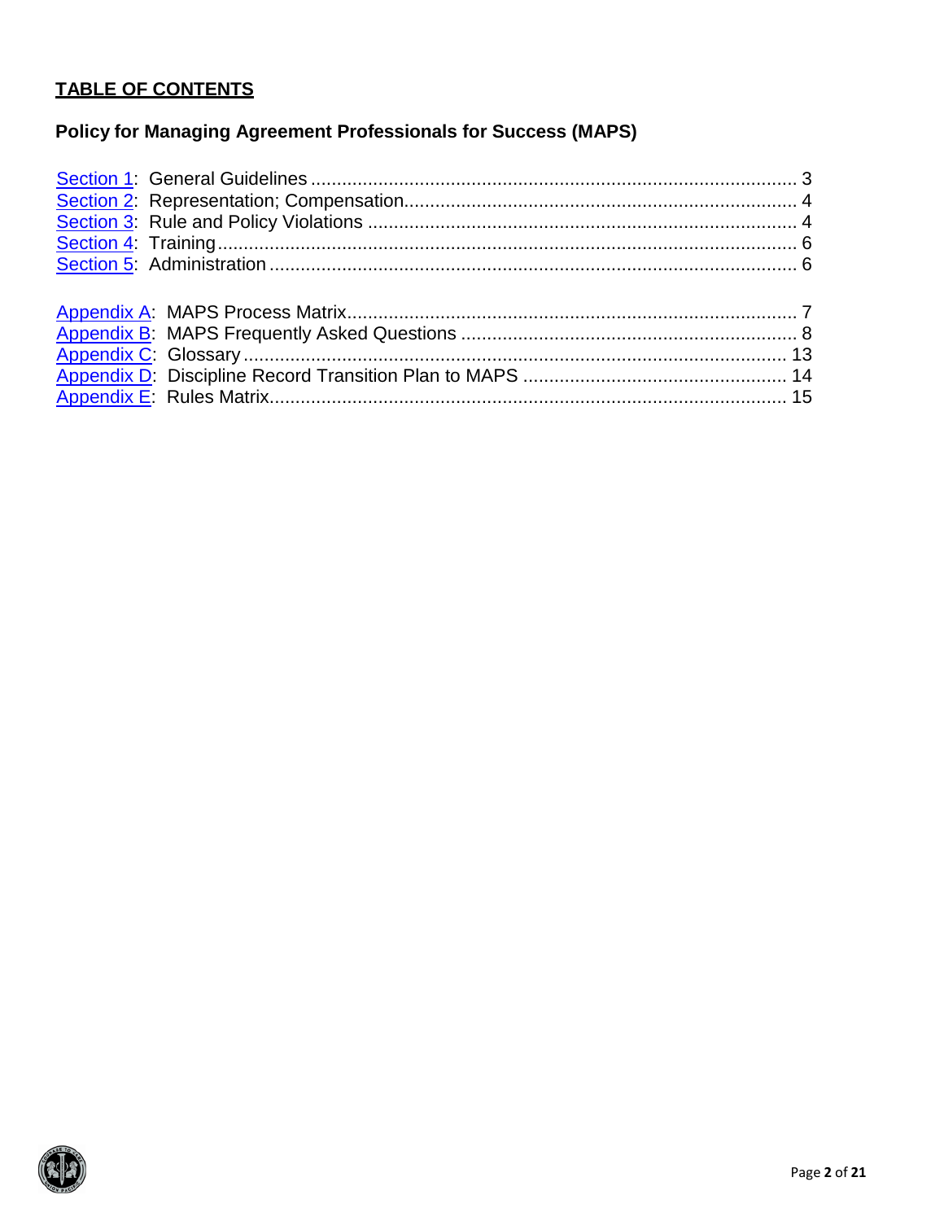## TABLE OF CONTENTS

**Policy for Managing Agreement Professionals for Success (MAPS)**

Section 1: General Guidelines .............................................................................................. 3
Section 2: Representation; Compensation............................................................................ 4
Section 3: Rule and Policy Violations ................................................................................... 4
Section 4: Training................................................................................................................ 6
Section 5: Administration ...................................................................................................... 6

Appendix A: MAPS Process Matrix...................................................................................... 7
Appendix B: MAPS Frequently Asked Questions ................................................................. 8
Appendix C: Glossary......................................................................................................... 13
Appendix D: Discipline Record Transition Plan to MAPS .................................................. 14
Appendix E: Rules Matrix.................................................................................................... 15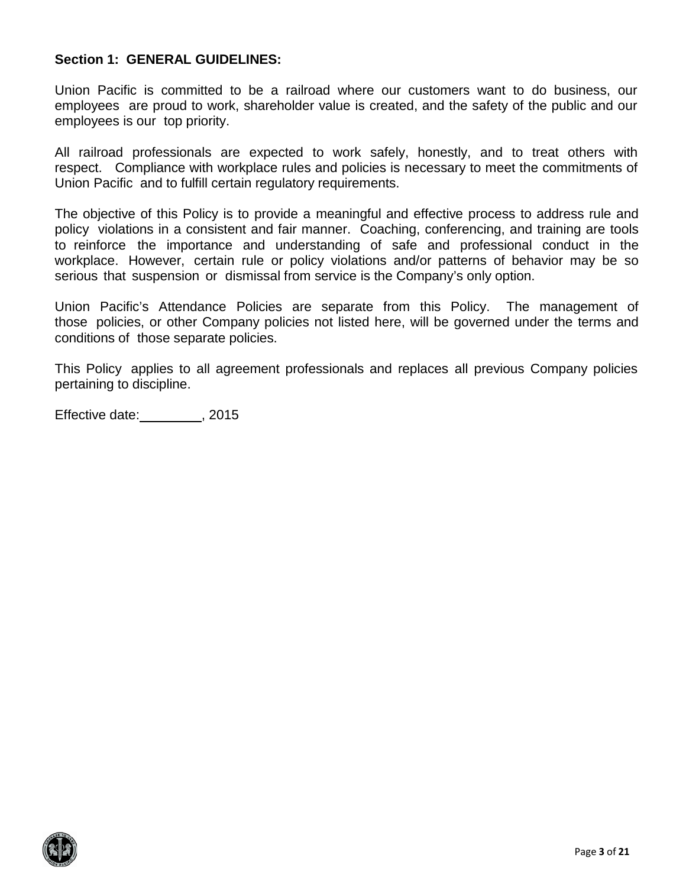**Section 1: GENERAL GUIDELINES:**

Union Pacific is committed to be a railroad where our customers want to do business, our employees are proud to work, shareholder value is created, and the safety of the public and our employees is our top priority.

All railroad professionals are expected to work safely, honestly, and to treat others with respect. Compliance with workplace rules and policies is necessary to meet the commitments of Union Pacific and to fulfill certain regulatory requirements.

The objective of this Policy is to provide a meaningful and effective process to address rule and policy violations in a consistent and fair manner. Coaching, conferencing, and training are tools to reinforce the importance and understanding of safe and professional conduct in the workplace. However, certain rule or policy violations and/or patterns of behavior may be so serious that suspension or dismissal from service is the Company's only option.

Union Pacific's Attendance Policies are separate from this Policy. The management of those policies, or other Company policies not listed here, will be governed under the terms and conditions of those separate policies.

This Policy applies to all agreement professionals and replaces all previous Company policies pertaining to discipline.

Effective date:________, 2015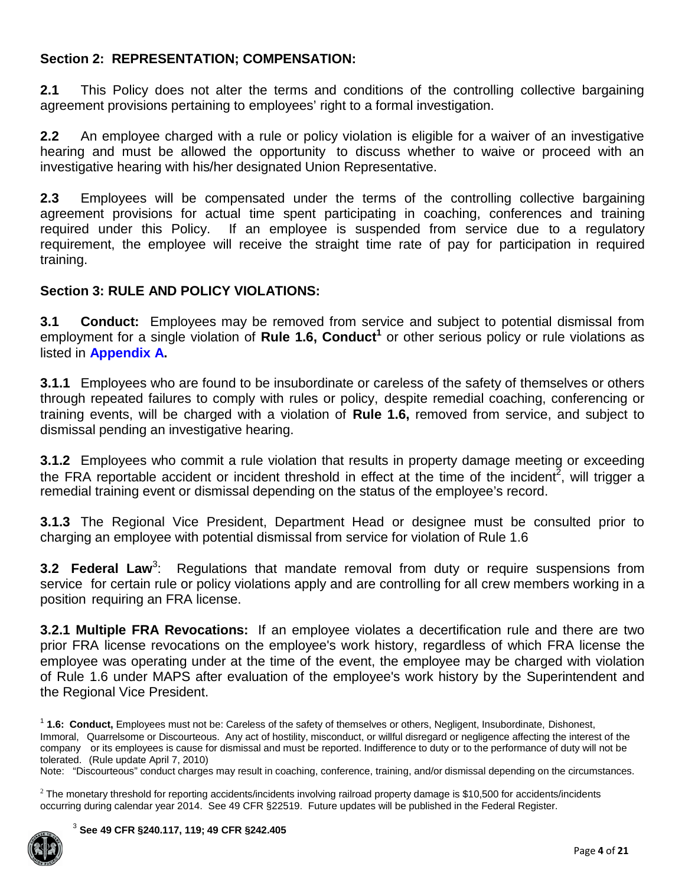## Section 2: REPRESENTATION; COMPENSATION:

**2.1** This Policy does not alter the terms and conditions of the controlling collective bargaining agreement provisions pertaining to employees' right to a formal investigation.

**2.2** An employee charged with a rule or policy violation is eligible for a waiver of an investigative hearing and must be allowed the opportunity to discuss whether to waive or proceed with an investigative hearing with his/her designated Union Representative.

**2.3** Employees will be compensated under the terms of the controlling collective bargaining agreement provisions for actual time spent participating in coaching, conferences and training required under this Policy. If an employee is suspended from service due to a regulatory requirement, the employee will receive the straight time rate of pay for participation in required training.

## Section 3: RULE AND POLICY VIOLATIONS:

**3.1 Conduct:** Employees may be removed from service and subject to potential dismissal from employment for a single violation of **Rule 1.6, Conduct**[1] or other serious policy or rule violations as listed in **Appendix A.**

**3.1.1** Employees who are found to be insubordinate or careless of the safety of themselves or others through repeated failures to comply with rules or policy, despite remedial coaching, conferencing or training events, will be charged with a violation of **Rule 1.6,** removed from service, and subject to dismissal pending an investigative hearing.

**3.1.2** Employees who commit a rule violation that results in property damage meeting or exceeding the FRA reportable accident or incident threshold in effect at the time of the incident[2], will trigger a remedial training event or dismissal depending on the status of the employee's record.

**3.1.3** The Regional Vice President, Department Head or designee must be consulted prior to charging an employee with potential dismissal from service for violation of Rule 1.6

**3.2 Federal Law**[3]: Regulations that mandate removal from duty or require suspensions from service for certain rule or policy violations apply and are controlling for all crew members working in a position requiring an FRA license.

**3.2.1 Multiple FRA Revocations:** If an employee violates a decertification rule and there are two prior FRA license revocations on the employee's work history, regardless of which FRA license the employee was operating under at the time of the event, the employee may be charged with violation of Rule 1.6 under MAPS after evaluation of the employee's work history by the Superintendent and the Regional Vice President.

[1] **1.6: Conduct,** Employees must not be: Careless of the safety of themselves or others, Negligent, Insubordinate, Dishonest, Immoral, Quarrelsome or Discourteous. Any act of hostility, misconduct, or willful disregard or negligence affecting the interest of the company or its employees is cause for dismissal and must be reported. Indifference to duty or to the performance of duty will not be tolerated. (Rule update April 7, 2010)
Note: "Discourteous" conduct charges may result in coaching, conference, training, and/or dismissal depending on the circumstances.

[2] The monetary threshold for reporting accidents/incidents involving railroad property damage is $10,500 for accidents/incidents occurring during calendar year 2014. See 49 CFR §22519. Future updates will be published in the Federal Register.

[3] **See 49 CFR §240.117, 119; 49 CFR §242.405**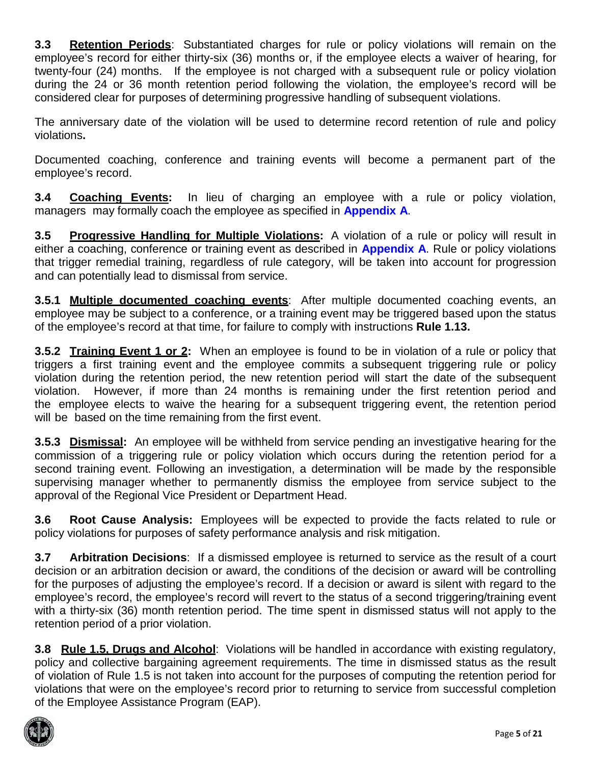**3.3 Retention Periods**: Substantiated charges for rule or policy violations will remain on the employee's record for either thirty-six (36) months or, if the employee elects a waiver of hearing, for twenty-four (24) months. If the employee is not charged with a subsequent rule or policy violation during the 24 or 36 month retention period following the violation, the employee's record will be considered clear for purposes of determining progressive handling of subsequent violations.

The anniversary date of the violation will be used to determine record retention of rule and policy violations**.**

Documented coaching, conference and training events will become a permanent part of the employee's record.

**3.4 Coaching Events:** In lieu of charging an employee with a rule or policy violation, managers may formally coach the employee as specified in **Appendix A**.

**3.5 Progressive Handling for Multiple Violations:** A violation of a rule or policy will result in either a coaching, conference or training event as described in **Appendix A**. Rule or policy violations that trigger remedial training, regardless of rule category, will be taken into account for progression and can potentially lead to dismissal from service.

**3.5.1 Multiple documented coaching events**: After multiple documented coaching events, an employee may be subject to a conference, or a training event may be triggered based upon the status of the employee's record at that time, for failure to comply with instructions **Rule 1.13.**

**3.5.2 Training Event 1 or 2:** When an employee is found to be in violation of a rule or policy that triggers a first training event and the employee commits a subsequent triggering rule or policy violation during the retention period, the new retention period will start the date of the subsequent violation. However, if more than 24 months is remaining under the first retention period and the employee elects to waive the hearing for a subsequent triggering event, the retention period will be based on the time remaining from the first event.

**3.5.3 Dismissal:** An employee will be withheld from service pending an investigative hearing for the commission of a triggering rule or policy violation which occurs during the retention period for a second training event. Following an investigation, a determination will be made by the responsible supervising manager whether to permanently dismiss the employee from service subject to the approval of the Regional Vice President or Department Head.

**3.6 Root Cause Analysis:** Employees will be expected to provide the facts related to rule or policy violations for purposes of safety performance analysis and risk mitigation.

**3.7 Arbitration Decisions**: If a dismissed employee is returned to service as the result of a court decision or an arbitration decision or award, the conditions of the decision or award will be controlling for the purposes of adjusting the employee's record. If a decision or award is silent with regard to the employee's record, the employee's record will revert to the status of a second triggering/training event with a thirty-six (36) month retention period. The time spent in dismissed status will not apply to the retention period of a prior violation.

**3.8 Rule 1.5, Drugs and Alcohol**: Violations will be handled in accordance with existing regulatory, policy and collective bargaining agreement requirements. The time in dismissed status as the result of violation of Rule 1.5 is not taken into account for the purposes of computing the retention period for violations that were on the employee's record prior to returning to service from successful completion of the Employee Assistance Program (EAP).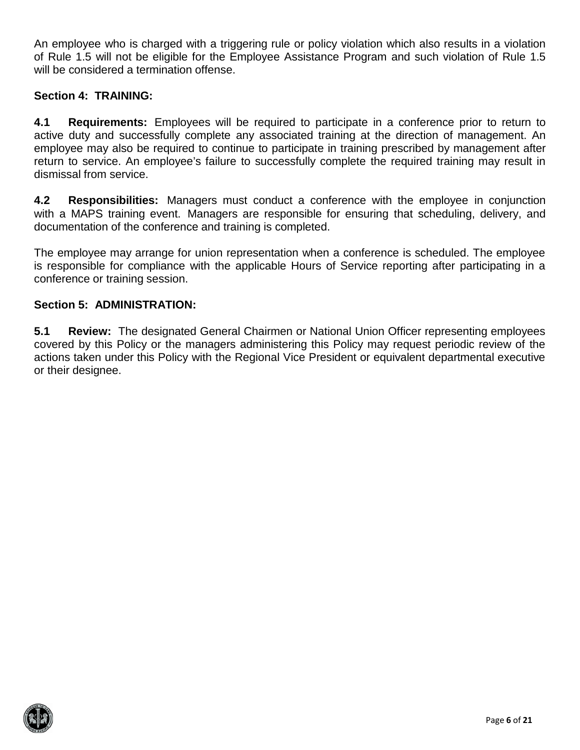An employee who is charged with a triggering rule or policy violation which also results in a violation of Rule 1.5 will not be eligible for the Employee Assistance Program and such violation of Rule 1.5 will be considered a termination offense.

**Section 4: TRAINING:**

**4.1 Requirements:** Employees will be required to participate in a conference prior to return to active duty and successfully complete any associated training at the direction of management. An employee may also be required to continue to participate in training prescribed by management after return to service. An employee's failure to successfully complete the required training may result in dismissal from service.

**4.2 Responsibilities:** Managers must conduct a conference with the employee in conjunction with a MAPS training event. Managers are responsible for ensuring that scheduling, delivery, and documentation of the conference and training is completed.

The employee may arrange for union representation when a conference is scheduled. The employee is responsible for compliance with the applicable Hours of Service reporting after participating in a conference or training session.

**Section 5: ADMINISTRATION:**

**5.1 Review:** The designated General Chairmen or National Union Officer representing employees covered by this Policy or the managers administering this Policy may request periodic review of the actions taken under this Policy with the Regional Vice President or equivalent departmental executive or their designee.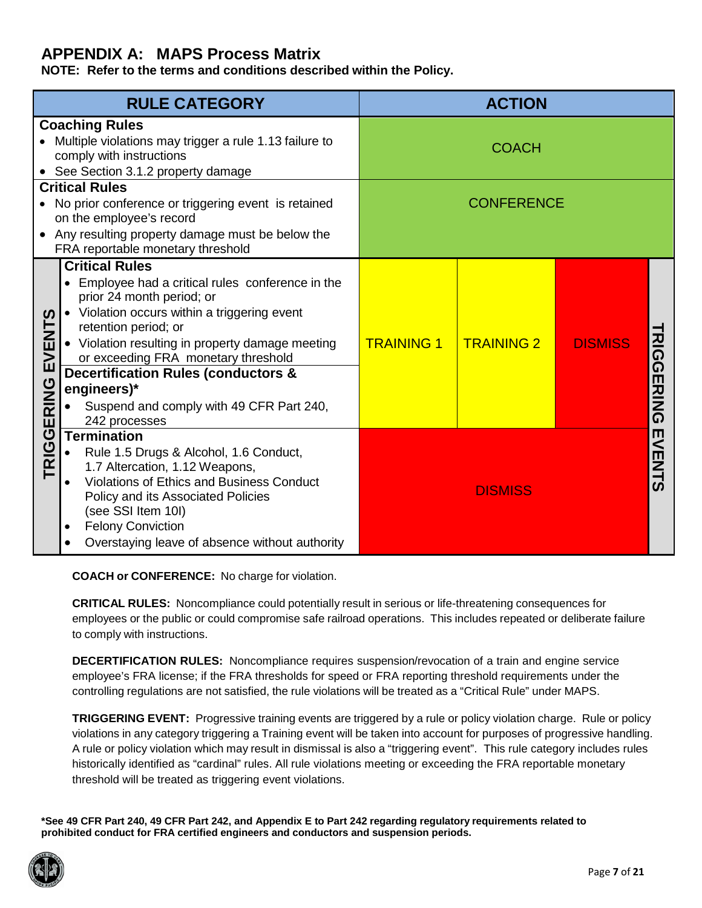## APPENDIX A: MAPS Process Matrix

**NOTE: Refer to the terms and conditions described within the Policy.**

| | RULE CATEGORY | ACTION | | | |
|---|---|---|---|---|---|
| | **Coaching Rules**<br>• Multiple violations may trigger a rule 1.13 failure to comply with instructions<br>• See Section 3.1.2 property damage | COACH | | | |
| | **Critical Rules**<br>• No prior conference or triggering event is retained on the employee's record<br>• Any resulting property damage must be below the FRA reportable monetary threshold | CONFERENCE | | | |
| TRIGGERING EVENTS | **Critical Rules**<br>• Employee had a critical rules conference in the prior 24 month period; or<br>• Violation occurs within a triggering event retention period; or<br>• Violation resulting in property damage meeting or exceeding FRA monetary threshold<br>**Decertification Rules (conductors & engineers)***<br>• Suspend and comply with 49 CFR Part 240, 242 processes | TRAINING 1 | TRAINING 2 | DISMISS | TRIGGERING EVENTS |
| TRIGGERING EVENTS | **Termination**<br>• Rule 1.5 Drugs & Alcohol, 1.6 Conduct, 1.7 Altercation, 1.12 Weapons,<br>• Violations of Ethics and Business Conduct Policy and its Associated Policies (see SSI Item 10I)<br>• Felony Conviction<br>• Overstaying leave of absence without authority | DISMISS | | | TRIGGERING EVENTS |

**COACH or CONFERENCE:** No charge for violation.

**CRITICAL RULES:** Noncompliance could potentially result in serious or life-threatening consequences for employees or the public or could compromise safe railroad operations. This includes repeated or deliberate failure to comply with instructions.

**DECERTIFICATION RULES:** Noncompliance requires suspension/revocation of a train and engine service employee's FRA license; if the FRA thresholds for speed or FRA reporting threshold requirements under the controlling regulations are not satisfied, the rule violations will be treated as a "Critical Rule" under MAPS.

**TRIGGERING EVENT:** Progressive training events are triggered by a rule or policy violation charge. Rule or policy violations in any category triggering a Training event will be taken into account for purposes of progressive handling. A rule or policy violation which may result in dismissal is also a "triggering event". This rule category includes rules historically identified as "cardinal" rules. All rule violations meeting or exceeding the FRA reportable monetary threshold will be treated as triggering event violations.

**\*See 49 CFR Part 240, 49 CFR Part 242, and Appendix E to Part 242 regarding regulatory requirements related to prohibited conduct for FRA certified engineers and conductors and suspension periods.**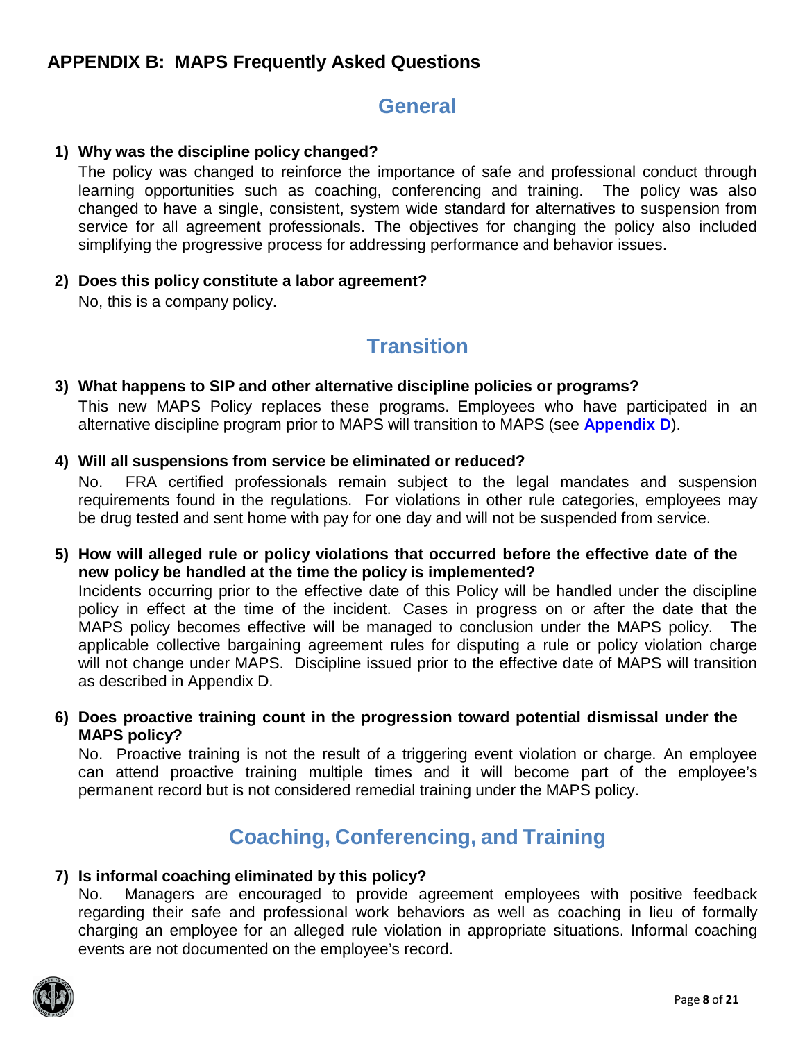## APPENDIX B: MAPS Frequently Asked Questions

### General

**1) Why was the discipline policy changed?**

The policy was changed to reinforce the importance of safe and professional conduct through learning opportunities such as coaching, conferencing and training. The policy was also changed to have a single, consistent, system wide standard for alternatives to suspension from service for all agreement professionals. The objectives for changing the policy also included simplifying the progressive process for addressing performance and behavior issues.

**2) Does this policy constitute a labor agreement?**

No, this is a company policy.

### Transition

**3) What happens to SIP and other alternative discipline policies or programs?**

This new MAPS Policy replaces these programs. Employees who have participated in an alternative discipline program prior to MAPS will transition to MAPS (see **Appendix D**).

**4) Will all suspensions from service be eliminated or reduced?**

No. FRA certified professionals remain subject to the legal mandates and suspension requirements found in the regulations. For violations in other rule categories, employees may be drug tested and sent home with pay for one day and will not be suspended from service.

**5) How will alleged rule or policy violations that occurred before the effective date of the new policy be handled at the time the policy is implemented?**

Incidents occurring prior to the effective date of this Policy will be handled under the discipline policy in effect at the time of the incident. Cases in progress on or after the date that the MAPS policy becomes effective will be managed to conclusion under the MAPS policy. The applicable collective bargaining agreement rules for disputing a rule or policy violation charge will not change under MAPS. Discipline issued prior to the effective date of MAPS will transition as described in Appendix D.

**6) Does proactive training count in the progression toward potential dismissal under the MAPS policy?**

No. Proactive training is not the result of a triggering event violation or charge. An employee can attend proactive training multiple times and it will become part of the employee's permanent record but is not considered remedial training under the MAPS policy.

### Coaching, Conferencing, and Training

**7) Is informal coaching eliminated by this policy?**

No. Managers are encouraged to provide agreement employees with positive feedback regarding their safe and professional work behaviors as well as coaching in lieu of formally charging an employee for an alleged rule violation in appropriate situations. Informal coaching events are not documented on the employee's record.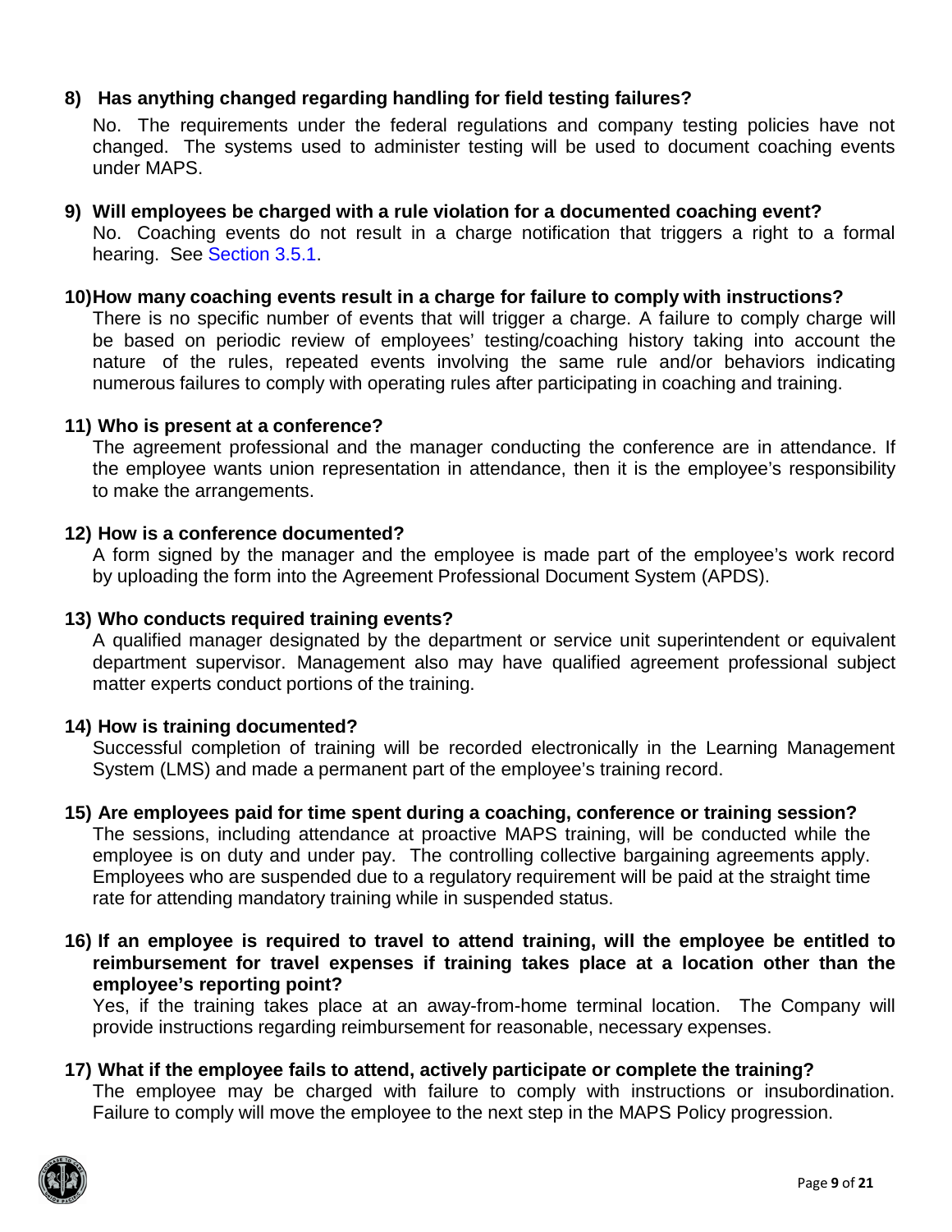**8) Has anything changed regarding handling for field testing failures?**

No. The requirements under the federal regulations and company testing policies have not changed. The systems used to administer testing will be used to document coaching events under MAPS.

**9) Will employees be charged with a rule violation for a documented coaching event?**

No. Coaching events do not result in a charge notification that triggers a right to a formal hearing. See Section 3.5.1.

**10) How many coaching events result in a charge for failure to comply with instructions?**

There is no specific number of events that will trigger a charge. A failure to comply charge will be based on periodic review of employees' testing/coaching history taking into account the nature of the rules, repeated events involving the same rule and/or behaviors indicating numerous failures to comply with operating rules after participating in coaching and training.

**11) Who is present at a conference?**

The agreement professional and the manager conducting the conference are in attendance. If the employee wants union representation in attendance, then it is the employee's responsibility to make the arrangements.

**12) How is a conference documented?**

A form signed by the manager and the employee is made part of the employee's work record by uploading the form into the Agreement Professional Document System (APDS).

**13) Who conducts required training events?**

A qualified manager designated by the department or service unit superintendent or equivalent department supervisor. Management also may have qualified agreement professional subject matter experts conduct portions of the training.

**14) How is training documented?**

Successful completion of training will be recorded electronically in the Learning Management System (LMS) and made a permanent part of the employee's training record.

**15) Are employees paid for time spent during a coaching, conference or training session?**

The sessions, including attendance at proactive MAPS training, will be conducted while the employee is on duty and under pay. The controlling collective bargaining agreements apply. Employees who are suspended due to a regulatory requirement will be paid at the straight time rate for attending mandatory training while in suspended status.

**16) If an employee is required to travel to attend training, will the employee be entitled to reimbursement for travel expenses if training takes place at a location other than the employee's reporting point?**

Yes, if the training takes place at an away-from-home terminal location. The Company will provide instructions regarding reimbursement for reasonable, necessary expenses.

**17) What if the employee fails to attend, actively participate or complete the training?**

The employee may be charged with failure to comply with instructions or insubordination. Failure to comply will move the employee to the next step in the MAPS Policy progression.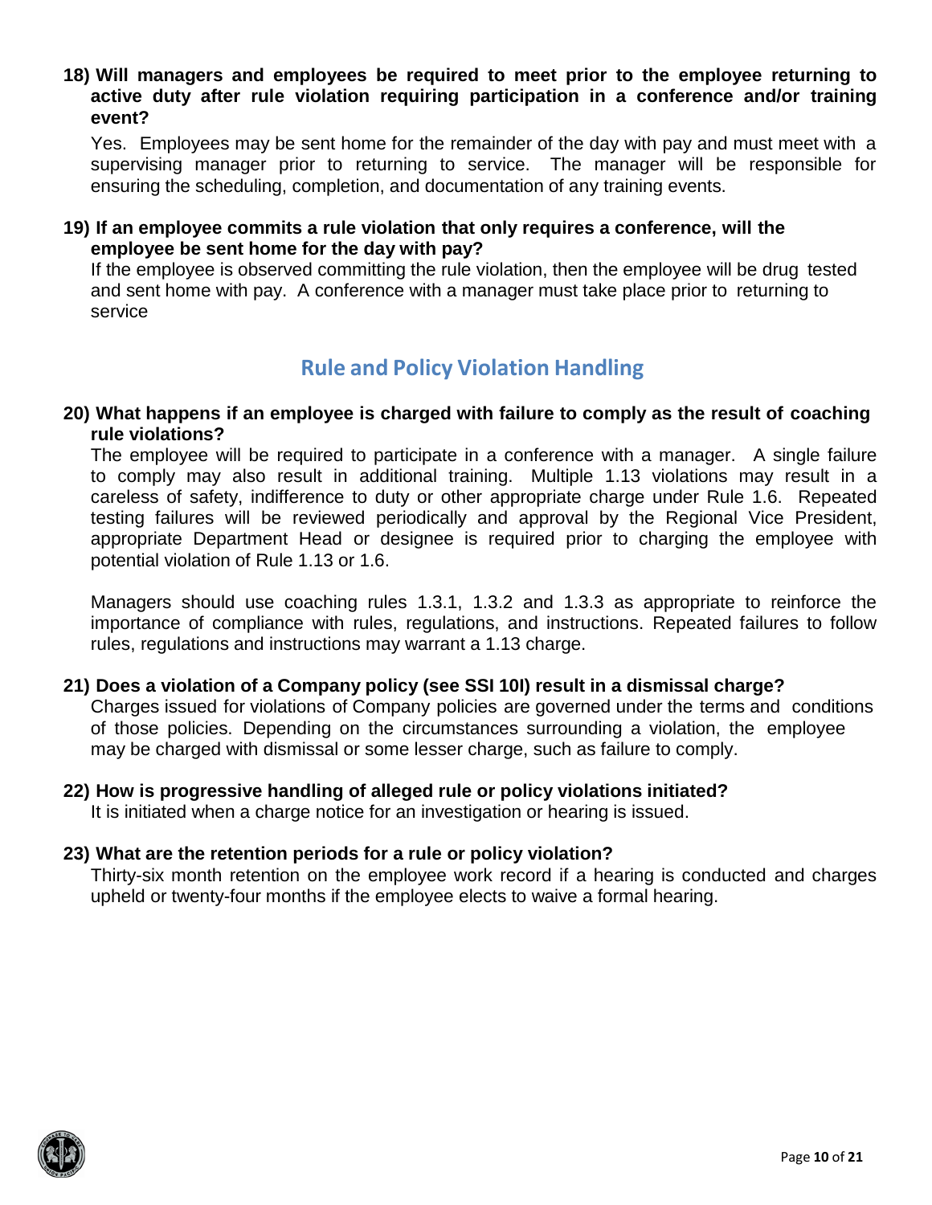**18) Will managers and employees be required to meet prior to the employee returning to active duty after rule violation requiring participation in a conference and/or training event?**

Yes. Employees may be sent home for the remainder of the day with pay and must meet with a supervising manager prior to returning to service. The manager will be responsible for ensuring the scheduling, completion, and documentation of any training events.

**19) If an employee commits a rule violation that only requires a conference, will the employee be sent home for the day with pay?**

If the employee is observed committing the rule violation, then the employee will be drug tested and sent home with pay. A conference with a manager must take place prior to returning to service

## Rule and Policy Violation Handling

**20) What happens if an employee is charged with failure to comply as the result of coaching rule violations?**

The employee will be required to participate in a conference with a manager. A single failure to comply may also result in additional training. Multiple 1.13 violations may result in a careless of safety, indifference to duty or other appropriate charge under Rule 1.6. Repeated testing failures will be reviewed periodically and approval by the Regional Vice President, appropriate Department Head or designee is required prior to charging the employee with potential violation of Rule 1.13 or 1.6.

Managers should use coaching rules 1.3.1, 1.3.2 and 1.3.3 as appropriate to reinforce the importance of compliance with rules, regulations, and instructions. Repeated failures to follow rules, regulations and instructions may warrant a 1.13 charge.

**21) Does a violation of a Company policy (see SSI 10I) result in a dismissal charge?**

Charges issued for violations of Company policies are governed under the terms and conditions of those policies. Depending on the circumstances surrounding a violation, the employee may be charged with dismissal or some lesser charge, such as failure to comply.

**22) How is progressive handling of alleged rule or policy violations initiated?**

It is initiated when a charge notice for an investigation or hearing is issued.

**23) What are the retention periods for a rule or policy violation?**

Thirty-six month retention on the employee work record if a hearing is conducted and charges upheld or twenty-four months if the employee elects to waive a formal hearing.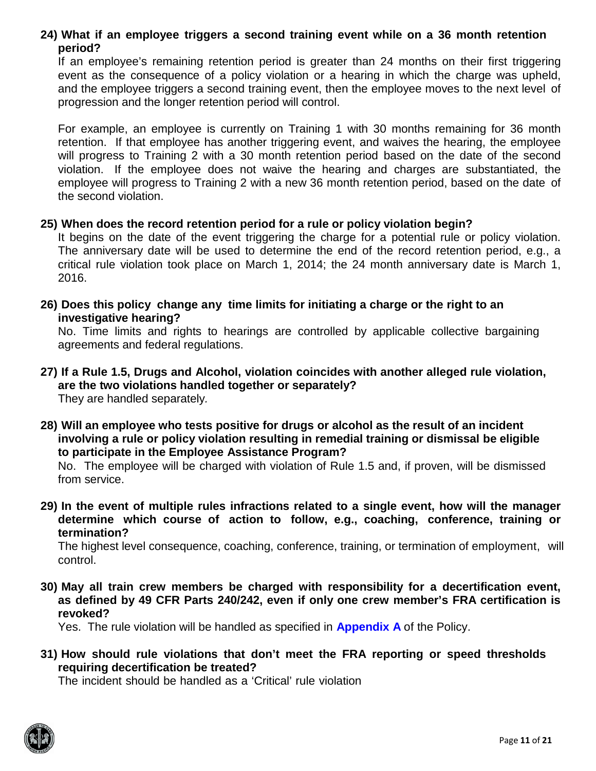**24) What if an employee triggers a second training event while on a 36 month retention period?**

If an employee's remaining retention period is greater than 24 months on their first triggering event as the consequence of a policy violation or a hearing in which the charge was upheld, and the employee triggers a second training event, then the employee moves to the next level of progression and the longer retention period will control.

For example, an employee is currently on Training 1 with 30 months remaining for 36 month retention. If that employee has another triggering event, and waives the hearing, the employee will progress to Training 2 with a 30 month retention period based on the date of the second violation. If the employee does not waive the hearing and charges are substantiated, the employee will progress to Training 2 with a new 36 month retention period, based on the date of the second violation.

**25) When does the record retention period for a rule or policy violation begin?**

It begins on the date of the event triggering the charge for a potential rule or policy violation. The anniversary date will be used to determine the end of the record retention period, e.g., a critical rule violation took place on March 1, 2014; the 24 month anniversary date is March 1, 2016.

**26) Does this policy change any time limits for initiating a charge or the right to an investigative hearing?**

No. Time limits and rights to hearings are controlled by applicable collective bargaining agreements and federal regulations.

**27) If a Rule 1.5, Drugs and Alcohol, violation coincides with another alleged rule violation, are the two violations handled together or separately?**

They are handled separately.

**28) Will an employee who tests positive for drugs or alcohol as the result of an incident involving a rule or policy violation resulting in remedial training or dismissal be eligible to participate in the Employee Assistance Program?**

No. The employee will be charged with violation of Rule 1.5 and, if proven, will be dismissed from service.

**29) In the event of multiple rules infractions related to a single event, how will the manager determine which course of action to follow, e.g., coaching, conference, training or termination?**

The highest level consequence, coaching, conference, training, or termination of employment, will control.

**30) May all train crew members be charged with responsibility for a decertification event, as defined by 49 CFR Parts 240/242, even if only one crew member's FRA certification is revoked?**

Yes. The rule violation will be handled as specified in **Appendix A** of the Policy.

**31) How should rule violations that don't meet the FRA reporting or speed thresholds requiring decertification be treated?**

The incident should be handled as a 'Critical' rule violation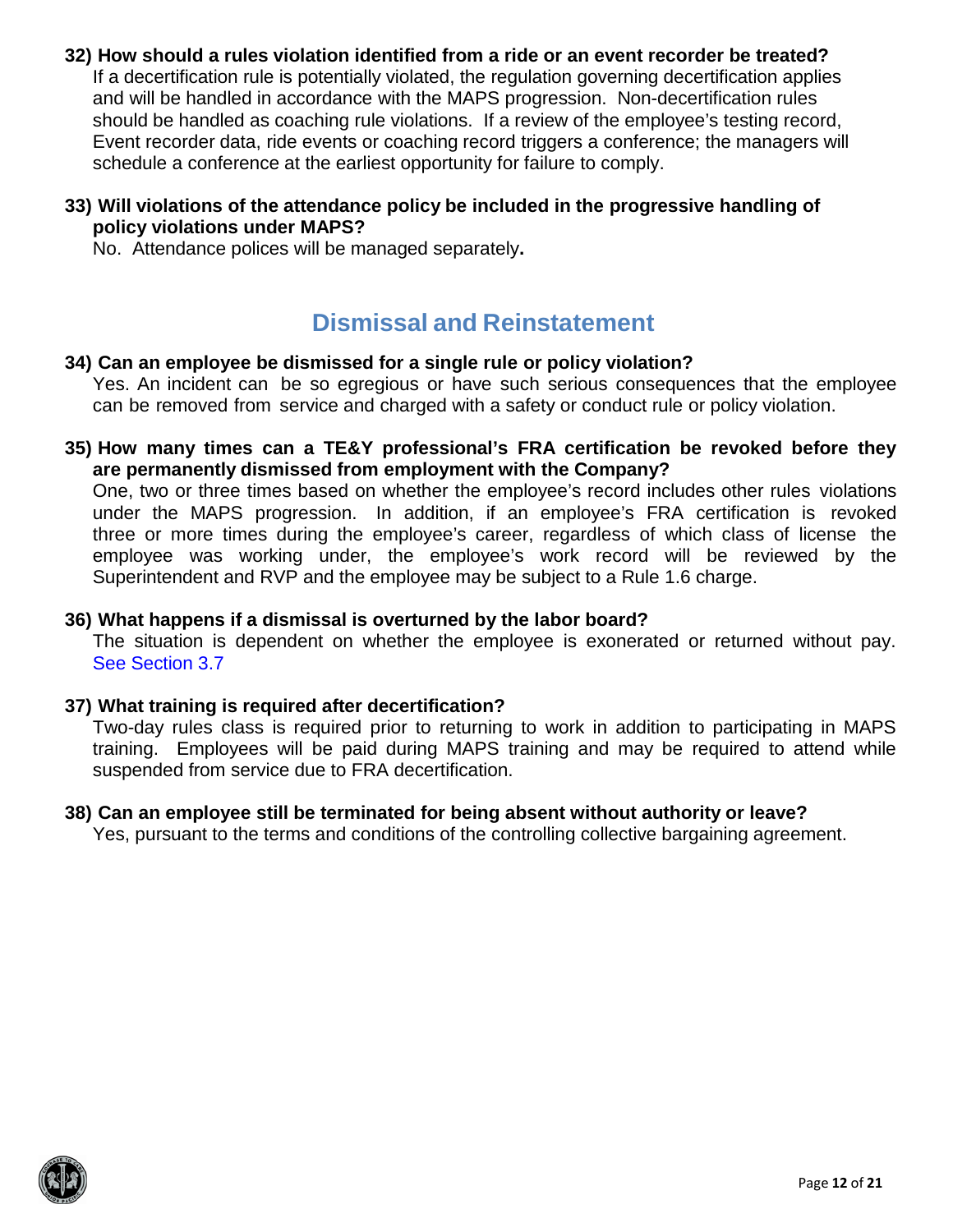**32) How should a rules violation identified from a ride or an event recorder be treated?**

If a decertification rule is potentially violated, the regulation governing decertification applies and will be handled in accordance with the MAPS progression. Non-decertification rules should be handled as coaching rule violations. If a review of the employee's testing record, Event recorder data, ride events or coaching record triggers a conference; the managers will schedule a conference at the earliest opportunity for failure to comply.

**33) Will violations of the attendance policy be included in the progressive handling of policy violations under MAPS?**

No. Attendance polices will be managed separately**.**

## Dismissal and Reinstatement

**34) Can an employee be dismissed for a single rule or policy violation?**

Yes. An incident can be so egregious or have such serious consequences that the employee can be removed from service and charged with a safety or conduct rule or policy violation.

**35) How many times can a TE&Y professional's FRA certification be revoked before they are permanently dismissed from employment with the Company?**

One, two or three times based on whether the employee's record includes other rules violations under the MAPS progression. In addition, if an employee's FRA certification is revoked three or more times during the employee's career, regardless of which class of license the employee was working under, the employee's work record will be reviewed by the Superintendent and RVP and the employee may be subject to a Rule 1.6 charge.

**36) What happens if a dismissal is overturned by the labor board?**

The situation is dependent on whether the employee is exonerated or returned without pay. See Section 3.7

**37) What training is required after decertification?**

Two-day rules class is required prior to returning to work in addition to participating in MAPS training. Employees will be paid during MAPS training and may be required to attend while suspended from service due to FRA decertification.

**38) Can an employee still be terminated for being absent without authority or leave?**

Yes, pursuant to the terms and conditions of the controlling collective bargaining agreement.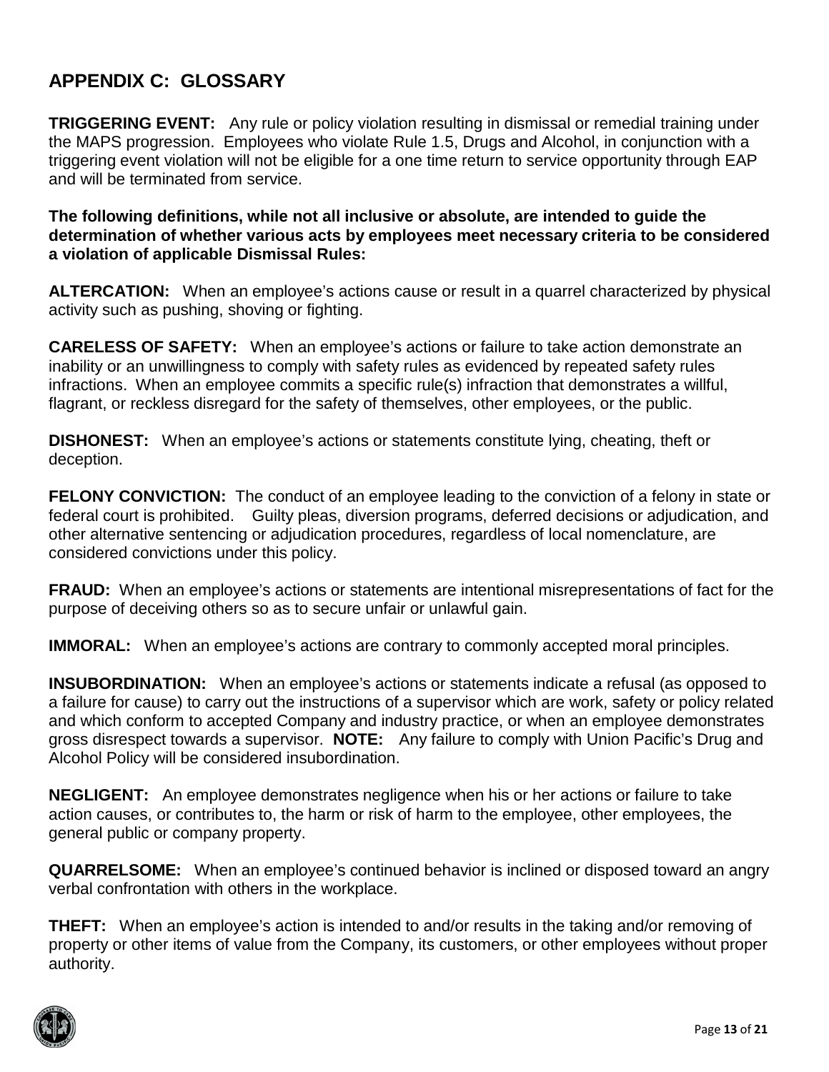## APPENDIX C: GLOSSARY

**TRIGGERING EVENT:** Any rule or policy violation resulting in dismissal or remedial training under the MAPS progression. Employees who violate Rule 1.5, Drugs and Alcohol, in conjunction with a triggering event violation will not be eligible for a one time return to service opportunity through EAP and will be terminated from service.

**The following definitions, while not all inclusive or absolute, are intended to guide the determination of whether various acts by employees meet necessary criteria to be considered a violation of applicable Dismissal Rules:**

**ALTERCATION:** When an employee's actions cause or result in a quarrel characterized by physical activity such as pushing, shoving or fighting.

**CARELESS OF SAFETY:** When an employee's actions or failure to take action demonstrate an inability or an unwillingness to comply with safety rules as evidenced by repeated safety rules infractions. When an employee commits a specific rule(s) infraction that demonstrates a willful, flagrant, or reckless disregard for the safety of themselves, other employees, or the public.

**DISHONEST:** When an employee's actions or statements constitute lying, cheating, theft or deception.

**FELONY CONVICTION:** The conduct of an employee leading to the conviction of a felony in state or federal court is prohibited. Guilty pleas, diversion programs, deferred decisions or adjudication, and other alternative sentencing or adjudication procedures, regardless of local nomenclature, are considered convictions under this policy.

**FRAUD:** When an employee's actions or statements are intentional misrepresentations of fact for the purpose of deceiving others so as to secure unfair or unlawful gain.

**IMMORAL:** When an employee's actions are contrary to commonly accepted moral principles.

**INSUBORDINATION:** When an employee's actions or statements indicate a refusal (as opposed to a failure for cause) to carry out the instructions of a supervisor which are work, safety or policy related and which conform to accepted Company and industry practice, or when an employee demonstrates gross disrespect towards a supervisor. **NOTE:** Any failure to comply with Union Pacific's Drug and Alcohol Policy will be considered insubordination.

**NEGLIGENT:** An employee demonstrates negligence when his or her actions or failure to take action causes, or contributes to, the harm or risk of harm to the employee, other employees, the general public or company property.

**QUARRELSOME:** When an employee's continued behavior is inclined or disposed toward an angry verbal confrontation with others in the workplace.

**THEFT:** When an employee's action is intended to and/or results in the taking and/or removing of property or other items of value from the Company, its customers, or other employees without proper authority.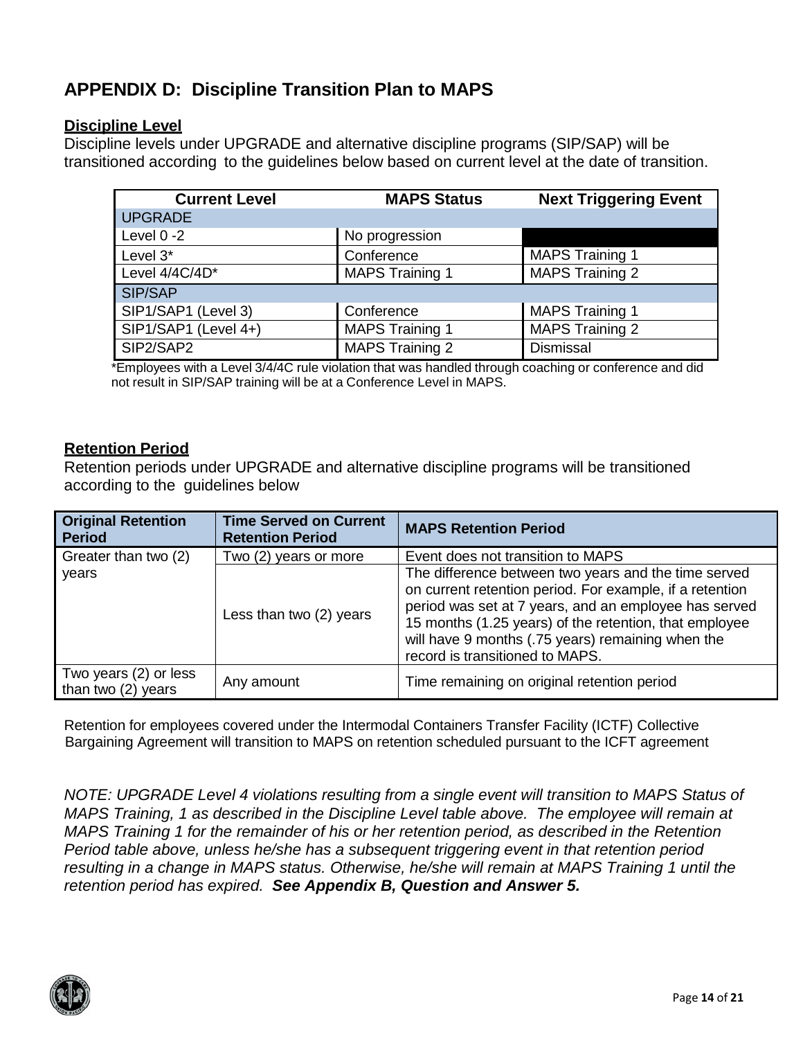# APPENDIX D: Discipline Transition Plan to MAPS

## Discipline Level

Discipline levels under UPGRADE and alternative discipline programs (SIP/SAP) will be transitioned according to the guidelines below based on current level at the date of transition.

| Current Level | MAPS Status | Next Triggering Event |
|---|---|---|
| UPGRADE | | |
| Level 0 -2 | No progression | |
| Level 3* | Conference | MAPS Training 1 |
| Level 4/4C/4D* | MAPS Training 1 | MAPS Training 2 |
| SIP/SAP | | |
| SIP1/SAP1 (Level 3) | Conference | MAPS Training 1 |
| SIP1/SAP1 (Level 4+) | MAPS Training 1 | MAPS Training 2 |
| SIP2/SAP2 | MAPS Training 2 | Dismissal |

*Employees with a Level 3/4/4C rule violation that was handled through coaching or conference and did not result in SIP/SAP training will be at a Conference Level in MAPS.

## Retention Period

Retention periods under UPGRADE and alternative discipline programs will be transitioned according to the guidelines below

| Original Retention Period | Time Served on Current Retention Period | MAPS Retention Period |
|---|---|---|
| Greater than two (2) years | Two (2) years or more | Event does not transition to MAPS |
| | Less than two (2) years | The difference between two years and the time served on current retention period. For example, if a retention period was set at 7 years, and an employee has served 15 months (1.25 years) of the retention, that employee will have 9 months (.75 years) remaining when the record is transitioned to MAPS. |
| Two years (2) or less than two (2) years | Any amount | Time remaining on original retention period |

Retention for employees covered under the Intermodal Containers Transfer Facility (ICTF) Collective Bargaining Agreement will transition to MAPS on retention scheduled pursuant to the ICFT agreement

*NOTE: UPGRADE Level 4 violations resulting from a single event will transition to MAPS Status of MAPS Training, 1 as described in the Discipline Level table above. The employee will remain at MAPS Training 1 for the remainder of his or her retention period, as described in the Retention Period table above, unless he/she has a subsequent triggering event in that retention period resulting in a change in MAPS status. Otherwise, he/she will remain at MAPS Training 1 until the retention period has expired.* ***See Appendix B, Question and Answer 5.***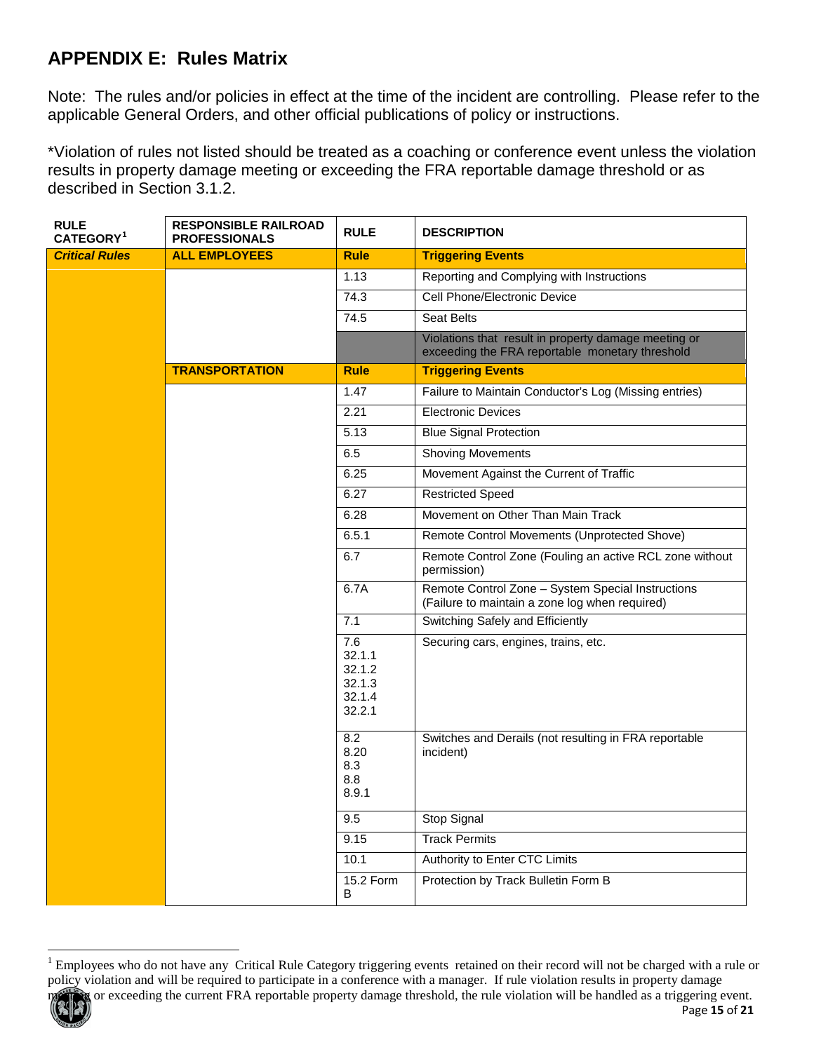# APPENDIX E: Rules Matrix

Note: The rules and/or policies in effect at the time of the incident are controlling. Please refer to the applicable General Orders, and other official publications of policy or instructions.

*Violation of rules not listed should be treated as a coaching or conference event unless the violation results in property damage meeting or exceeding the FRA reportable damage threshold or as described in Section 3.1.2.

| RULE CATEGORY[1] | RESPONSIBLE RAILROAD PROFESSIONALS | RULE | DESCRIPTION |
|---|---|---|---|
| ***Critical Rules*** | **ALL EMPLOYEES** | **Rule** | **Triggering Events** |
| | | 1.13 | Reporting and Complying with Instructions |
| | | 74.3 | Cell Phone/Electronic Device |
| | | 74.5 | Seat Belts |
| | | | Violations that result in property damage meeting or exceeding the FRA reportable monetary threshold |
| | **TRANSPORTATION** | **Rule** | **Triggering Events** |
| | | 1.47 | Failure to Maintain Conductor's Log (Missing entries) |
| | | 2.21 | Electronic Devices |
| | | 5.13 | Blue Signal Protection |
| | | 6.5 | Shoving Movements |
| | | 6.25 | Movement Against the Current of Traffic |
| | | 6.27 | Restricted Speed |
| | | 6.28 | Movement on Other Than Main Track |
| | | 6.5.1 | Remote Control Movements (Unprotected Shove) |
| | | 6.7 | Remote Control Zone (Fouling an active RCL zone without permission) |
| | | 6.7A | Remote Control Zone – System Special Instructions (Failure to maintain a zone log when required) |
| | | 7.1 | Switching Safely and Efficiently |
| | | 7.6<br>32.1.1<br>32.1.2<br>32.1.3<br>32.1.4<br>32.2.1 | Securing cars, engines, trains, etc. |
| | | 8.2<br>8.20<br>8.3<br>8.8<br>8.9.1 | Switches and Derails (not resulting in FRA reportable incident) |
| | | 9.5 | Stop Signal |
| | | 9.15 | Track Permits |
| | | 10.1 | Authority to Enter CTC Limits |
| | | 15.2 Form B | Protection by Track Bulletin Form B |

[1] Employees who do not have any Critical Rule Category triggering events retained on their record will not be charged with a rule or policy violation and will be required to participate in a conference with a manager. If rule violation results in property damage meeting or exceeding the current FRA reportable property damage threshold, the rule violation will be handled as a triggering event.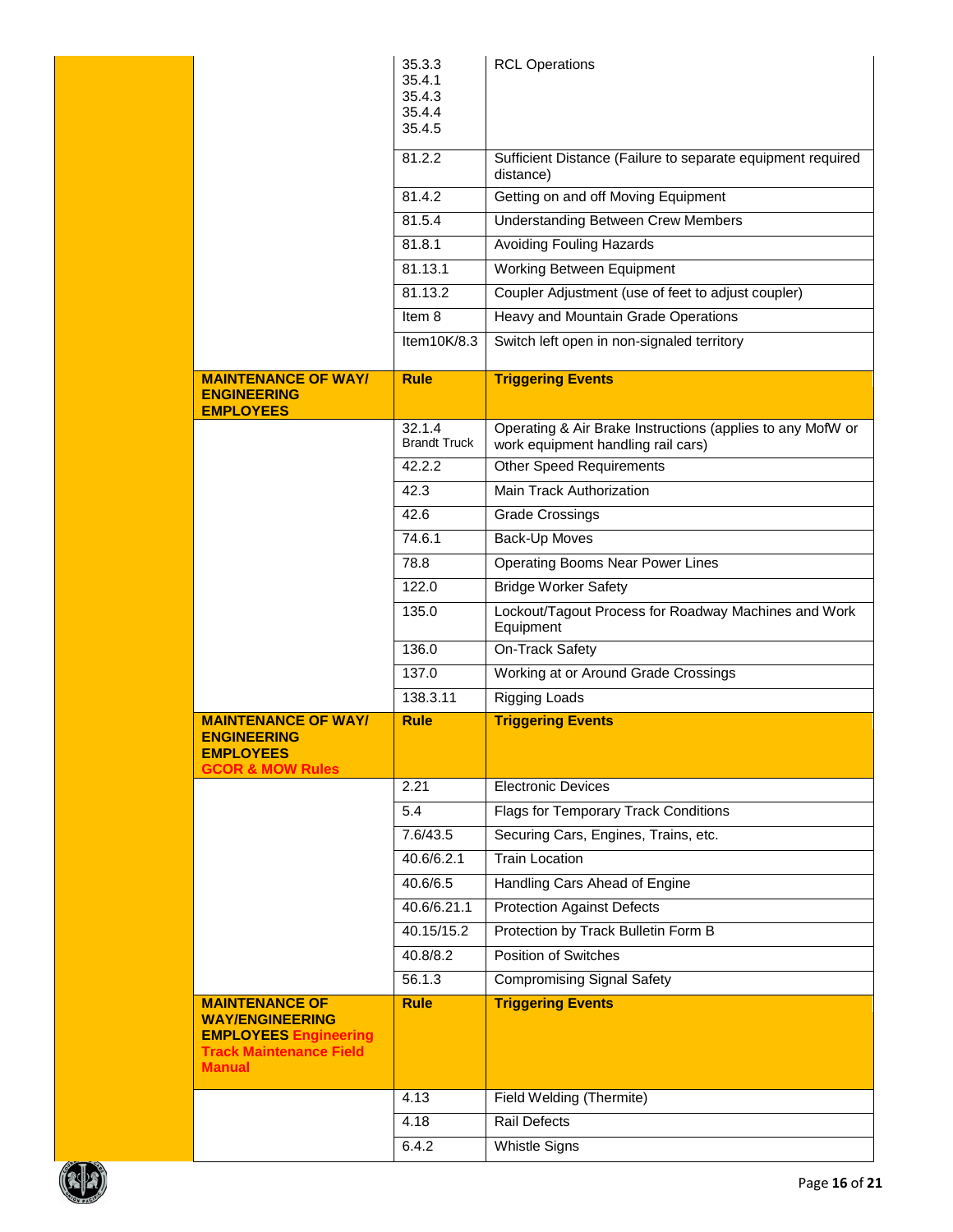| | | |
|---|---|---|
| | 35.3.3<br>35.4.1<br>35.4.3<br>35.4.4<br>35.4.5 | RCL Operations |
| | 81.2.2 | Sufficient Distance (Failure to separate equipment required distance) |
| | 81.4.2 | Getting on and off Moving Equipment |
| | 81.5.4 | Understanding Between Crew Members |
| | 81.8.1 | Avoiding Fouling Hazards |
| | 81.13.1 | Working Between Equipment |
| | 81.13.2 | Coupler Adjustment (use of feet to adjust coupler) |
| | Item 8 | Heavy and Mountain Grade Operations |
| | Item10K/8.3 | Switch left open in non-signaled territory |
| **MAINTENANCE OF WAY/ ENGINEERING EMPLOYEES** | **Rule** | **Triggering Events** |
| | 32.1.4<br>Brandt Truck | Operating & Air Brake Instructions (applies to any MofW or work equipment handling rail cars) |
| | 42.2.2 | Other Speed Requirements |
| | 42.3 | Main Track Authorization |
| | 42.6 | Grade Crossings |
| | 74.6.1 | Back-Up Moves |
| | 78.8 | Operating Booms Near Power Lines |
| | 122.0 | Bridge Worker Safety |
| | 135.0 | Lockout/Tagout Process for Roadway Machines and Work Equipment |
| | 136.0 | On-Track Safety |
| | 137.0 | Working at or Around Grade Crossings |
| | 138.3.11 | Rigging Loads |
| **MAINTENANCE OF WAY/ ENGINEERING EMPLOYEES GCOR & MOW Rules** | **Rule** | **Triggering Events** |
| | 2.21 | Electronic Devices |
| | 5.4 | Flags for Temporary Track Conditions |
| | 7.6/43.5 | Securing Cars, Engines, Trains, etc. |
| | 40.6/6.2.1 | Train Location |
| | 40.6/6.5 | Handling Cars Ahead of Engine |
| | 40.6/6.21.1 | Protection Against Defects |
| | 40.15/15.2 | Protection by Track Bulletin Form B |
| | 40.8/8.2 | Position of Switches |
| | 56.1.3 | Compromising Signal Safety |
| **MAINTENANCE OF WAY/ENGINEERING EMPLOYEES Engineering Track Maintenance Field Manual** | **Rule** | **Triggering Events** |
| | 4.13 | Field Welding (Thermite) |
| | 4.18 | Rail Defects |
| | 6.4.2 | Whistle Signs |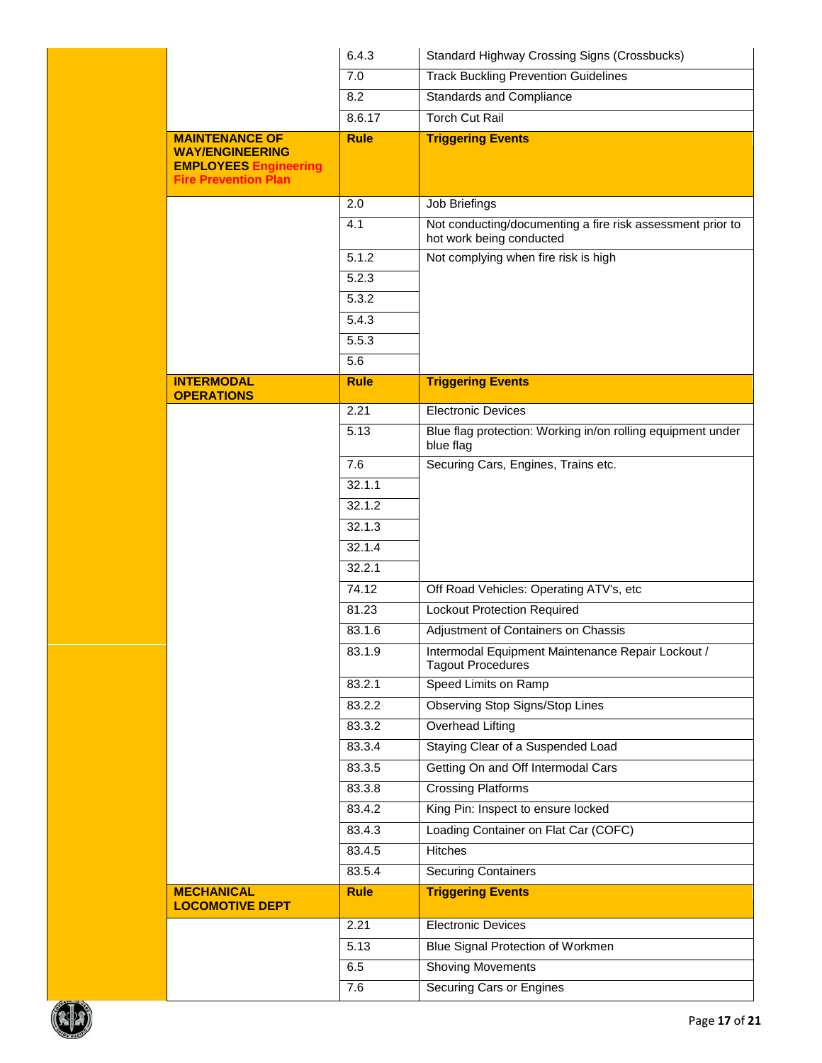| | Rule | Triggering Events |
|---|---|---|
| | 6.4.3 | Standard Highway Crossing Signs (Crossbucks) |
| | 7.0 | Track Buckling Prevention Guidelines |
| | 8.2 | Standards and Compliance |
| | 8.6.17 | Torch Cut Rail |
| **MAINTENANCE OF WAY/ENGINEERING EMPLOYEES Engineering Fire Prevention Plan** | **Rule** | **Triggering Events** |
| | 2.0 | Job Briefings |
| | 4.1 | Not conducting/documenting a fire risk assessment prior to hot work being conducted |
| | 5.1.2 | Not complying when fire risk is high |
| | 5.2.3 | |
| | 5.3.2 | |
| | 5.4.3 | |
| | 5.5.3 | |
| | 5.6 | |
| **INTERMODAL OPERATIONS** | **Rule** | **Triggering Events** |
| | 2.21 | Electronic Devices |
| | 5.13 | Blue flag protection: Working in/on rolling equipment under blue flag |
| | 7.6 | Securing Cars, Engines, Trains etc. |
| | 32.1.1 | |
| | 32.1.2 | |
| | 32.1.3 | |
| | 32.1.4 | |
| | 32.2.1 | |
| | 74.12 | Off Road Vehicles: Operating ATV's, etc |
| | 81.23 | Lockout Protection Required |
| | 83.1.6 | Adjustment of Containers on Chassis |
| | 83.1.9 | Intermodal Equipment Maintenance Repair Lockout / Tagout Procedures |
| | 83.2.1 | Speed Limits on Ramp |
| | 83.2.2 | Observing Stop Signs/Stop Lines |
| | 83.3.2 | Overhead Lifting |
| | 83.3.4 | Staying Clear of a Suspended Load |
| | 83.3.5 | Getting On and Off Intermodal Cars |
| | 83.3.8 | Crossing Platforms |
| | 83.4.2 | King Pin: Inspect to ensure locked |
| | 83.4.3 | Loading Container on Flat Car (COFC) |
| | 83.4.5 | Hitches |
| | 83.5.4 | Securing Containers |
| **MECHANICAL LOCOMOTIVE DEPT** | **Rule** | **Triggering Events** |
| | 2.21 | Electronic Devices |
| | 5.13 | Blue Signal Protection of Workmen |
| | 6.5 | Shoving Movements |
| | 7.6 | Securing Cars or Engines |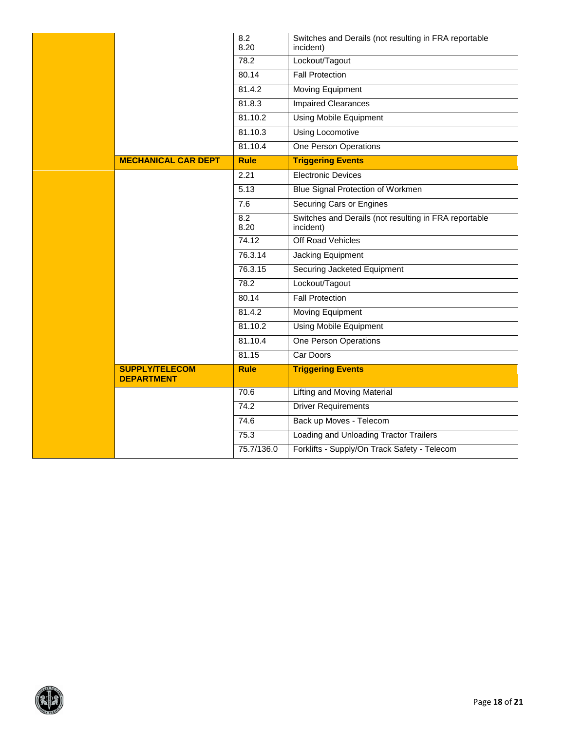| | | Rule | Triggering Events |
|---|---|---|---|
| | | 8.2<br>8.20 | Switches and Derails (not resulting in FRA reportable incident) |
| | | 78.2 | Lockout/Tagout |
| | | 80.14 | Fall Protection |
| | | 81.4.2 | Moving Equipment |
| | | 81.8.3 | Impaired Clearances |
| | | 81.10.2 | Using Mobile Equipment |
| | | 81.10.3 | Using Locomotive |
| | | 81.10.4 | One Person Operations |
| | **MECHANICAL CAR DEPT** | **Rule** | **Triggering Events** |
| | | 2.21 | Electronic Devices |
| | | 5.13 | Blue Signal Protection of Workmen |
| | | 7.6 | Securing Cars or Engines |
| | | 8.2<br>8.20 | Switches and Derails (not resulting in FRA reportable incident) |
| | | 74.12 | Off Road Vehicles |
| | | 76.3.14 | Jacking Equipment |
| | | 76.3.15 | Securing Jacketed Equipment |
| | | 78.2 | Lockout/Tagout |
| | | 80.14 | Fall Protection |
| | | 81.4.2 | Moving Equipment |
| | | 81.10.2 | Using Mobile Equipment |
| | | 81.10.4 | One Person Operations |
| | | 81.15 | Car Doors |
| | **SUPPLY/TELECOM DEPARTMENT** | **Rule** | **Triggering Events** |
| | | 70.6 | Lifting and Moving Material |
| | | 74.2 | Driver Requirements |
| | | 74.6 | Back up Moves - Telecom |
| | | 75.3 | Loading and Unloading Tractor Trailers |
| | | 75.7/136.0 | Forklifts - Supply/On Track Safety - Telecom |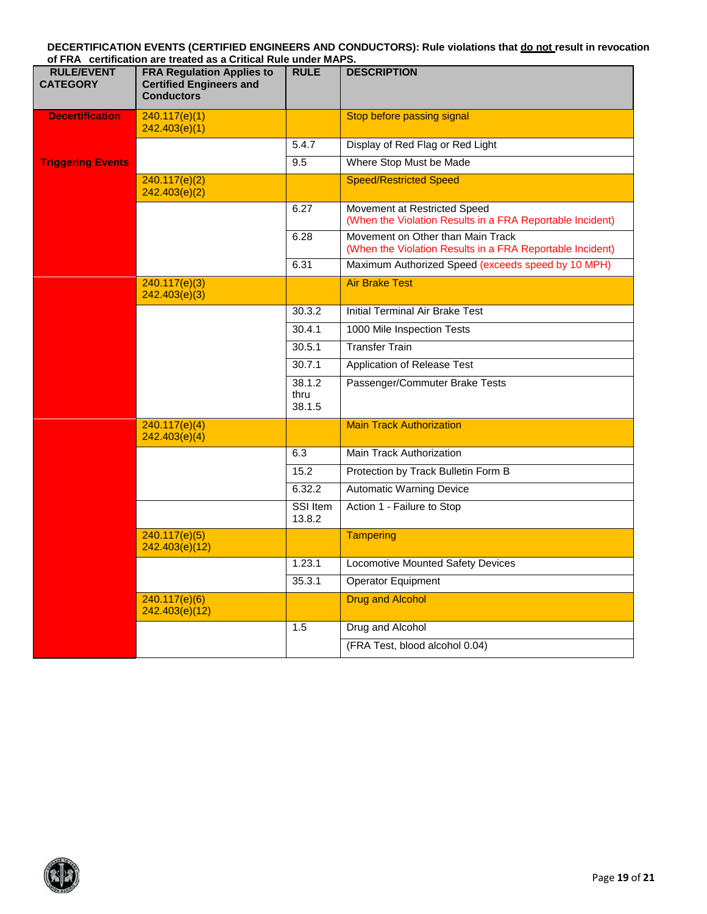**DECERTIFICATION EVENTS (CERTIFIED ENGINEERS AND CONDUCTORS): Rule violations that do not result in revocation of FRA certification are treated as a Critical Rule under MAPS.**

| RULE/EVENT CATEGORY | FRA Regulation Applies to Certified Engineers and Conductors | RULE | DESCRIPTION |
|---|---|---|---|
| Decertification | 240.117(e)(1) 242.403(e)(1) | | Stop before passing signal |
| | | 5.4.7 | Display of Red Flag or Red Light |
| Triggering Events | | 9.5 | Where Stop Must be Made |
| | 240.117(e)(2) 242.403(e)(2) | | Speed/Restricted Speed |
| | | 6.27 | Movement at Restricted Speed (When the Violation Results in a FRA Reportable Incident) |
| | | 6.28 | Movement on Other than Main Track (When the Violation Results in a FRA Reportable Incident) |
| | | 6.31 | Maximum Authorized Speed (exceeds speed by 10 MPH) |
| | 240.117(e)(3) 242.403(e)(3) | | Air Brake Test |
| | | 30.3.2 | Initial Terminal Air Brake Test |
| | | 30.4.1 | 1000 Mile Inspection Tests |
| | | 30.5.1 | Transfer Train |
| | | 30.7.1 | Application of Release Test |
| | | 38.1.2 thru 38.1.5 | Passenger/Commuter Brake Tests |
| | 240.117(e)(4) 242.403(e)(4) | | Main Track Authorization |
| | | 6.3 | Main Track Authorization |
| | | 15.2 | Protection by Track Bulletin Form B |
| | | 6.32.2 | Automatic Warning Device |
| | | SSI Item 13.8.2 | Action 1 - Failure to Stop |
| | 240.117(e)(5) 242.403(e)(12) | | Tampering |
| | | 1.23.1 | Locomotive Mounted Safety Devices |
| | | 35.3.1 | Operator Equipment |
| | 240.117(e)(6) 242.403(e)(12) | | Drug and Alcohol |
| | | 1.5 | Drug and Alcohol |
| | | | (FRA Test, blood alcohol 0.04) |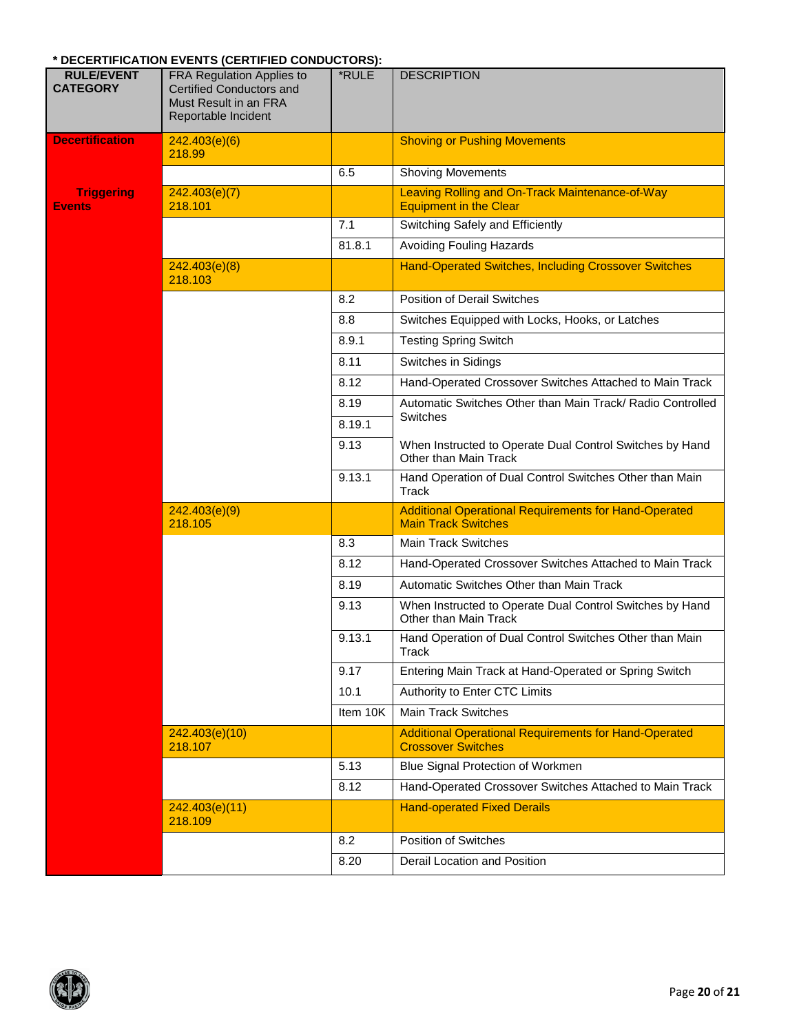**\* DECERTIFICATION EVENTS (CERTIFIED CONDUCTORS):**

| RULE/EVENT CATEGORY | FRA Regulation Applies to Certified Conductors and Must Result in an FRA Reportable Incident | *RULE | DESCRIPTION |
|---|---|---|---|
| **Decertification Triggering Events** | 242.403(e)(6) 218.99 | | Shoving or Pushing Movements |
| | | 6.5 | Shoving Movements |
| | 242.403(e)(7) 218.101 | | Leaving Rolling and On-Track Maintenance-of-Way Equipment in the Clear |
| | | 7.1 | Switching Safely and Efficiently |
| | | 81.8.1 | Avoiding Fouling Hazards |
| | 242.403(e)(8) 218.103 | | Hand-Operated Switches, Including Crossover Switches |
| | | 8.2 | Position of Derail Switches |
| | | 8.8 | Switches Equipped with Locks, Hooks, or Latches |
| | | 8.9.1 | Testing Spring Switch |
| | | 8.11 | Switches in Sidings |
| | | 8.12 | Hand-Operated Crossover Switches Attached to Main Track |
| | | 8.19 | Automatic Switches Other than Main Track/ Radio Controlled Switches |
| | | 8.19.1 | |
| | | 9.13 | When Instructed to Operate Dual Control Switches by Hand Other than Main Track |
| | | 9.13.1 | Hand Operation of Dual Control Switches Other than Main Track |
| | 242.403(e)(9) 218.105 | | Additional Operational Requirements for Hand-Operated Main Track Switches |
| | | 8.3 | Main Track Switches |
| | | 8.12 | Hand-Operated Crossover Switches Attached to Main Track |
| | | 8.19 | Automatic Switches Other than Main Track |
| | | 9.13 | When Instructed to Operate Dual Control Switches by Hand Other than Main Track |
| | | 9.13.1 | Hand Operation of Dual Control Switches Other than Main Track |
| | | 9.17 | Entering Main Track at Hand-Operated or Spring Switch |
| | | 10.1 | Authority to Enter CTC Limits |
| | | Item 10K | Main Track Switches |
| | 242.403(e)(10) 218.107 | | Additional Operational Requirements for Hand-Operated Crossover Switches |
| | | 5.13 | Blue Signal Protection of Workmen |
| | | 8.12 | Hand-Operated Crossover Switches Attached to Main Track |
| | 242.403(e)(11) 218.109 | | Hand-operated Fixed Derails |
| | | 8.2 | Position of Switches |
| | | 8.20 | Derail Location and Position |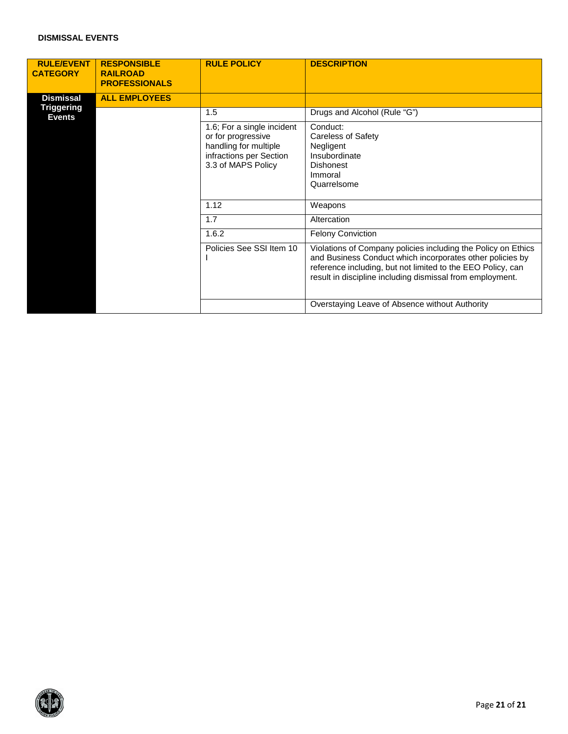**DISMISSAL EVENTS**

| RULE/EVENT CATEGORY | RESPONSIBLE RAILROAD PROFESSIONALS | RULE POLICY | DESCRIPTION |
|---|---|---|---|
| Dismissal Triggering Events | ALL EMPLOYEES | | |
| | | 1.5 | Drugs and Alcohol (Rule "G") |
| | | 1.6; For a single incident or for progressive handling for multiple infractions per Section 3.3 of MAPS Policy | Conduct:<br>Careless of Safety<br>Negligent<br>Insubordinate<br>Dishonest<br>Immoral<br>Quarrelsome |
| | | 1.12 | Weapons |
| | | 1.7 | Altercation |
| | | 1.6.2 | Felony Conviction |
| | | Policies See SSI Item 10 I | Violations of Company policies including the Policy on Ethics and Business Conduct which incorporates other policies by reference including, but not limited to the EEO Policy, can result in discipline including dismissal from employment. |
| | | | Overstaying Leave of Absence without Authority |